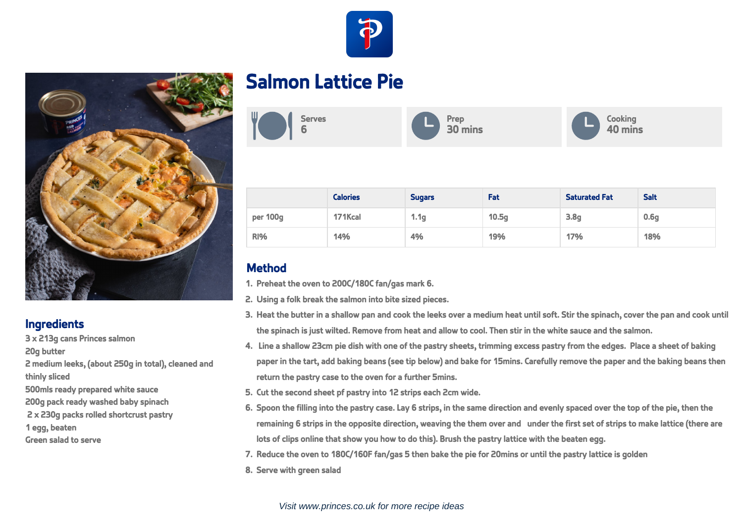# Salmon Lattice Pie

| Serves | Prep | Cooking |
|---|---|---|
| 6 | 30 mins | 40 mins |

| | Calories | Sugars | Fat | Saturated Fat | Salt |
|---|---|---|---|---|---|
| per 100g | 171Kcal | 1.1g | 10.5g | 3.8g | 0.6g |
| RI% | 14% | 4% | 19% | 17% | 18% |

## Ingredients

3 x 213g cans Princes salmon
20g butter
2 medium leeks, (about 250g in total), cleaned and thinly sliced
500mls ready prepared white sauce
200g pack ready washed baby spinach
2 x 230g packs rolled shortcrust pastry
1 egg, beaten
Green salad to serve

## Method

1. Preheat the oven to 200C/180C fan/gas mark 6.
2. Using a folk break the salmon into bite sized pieces.
3. Heat the butter in a shallow pan and cook the leeks over a medium heat until soft. Stir the spinach, cover the pan and cook until the spinach is just wilted. Remove from heat and allow to cool. Then stir in the white sauce and the salmon.
4. Line a shallow 23cm pie dish with one of the pastry sheets, trimming excess pastry from the edges. Place a sheet of baking paper in the tart, add baking beans (see tip below) and bake for 15mins. Carefully remove the paper and the baking beans then return the pastry case to the oven for a further 5mins.
5. Cut the second sheet pf pastry into 12 strips each 2cm wide.
6. Spoon the filling into the pastry case. Lay 6 strips, in the same direction and evenly spaced over the top of the pie, then the remaining 6 strips in the opposite direction, weaving the them over and under the first set of strips to make lattice (there are lots of clips online that show you how to do this). Brush the pastry lattice with the beaten egg.
7. Reduce the oven to 180C/160F fan/gas 5 then bake the pie for 20mins or until the pastry lattice is golden
8. Serve with green salad

*Visit www.princes.co.uk for more recipe ideas*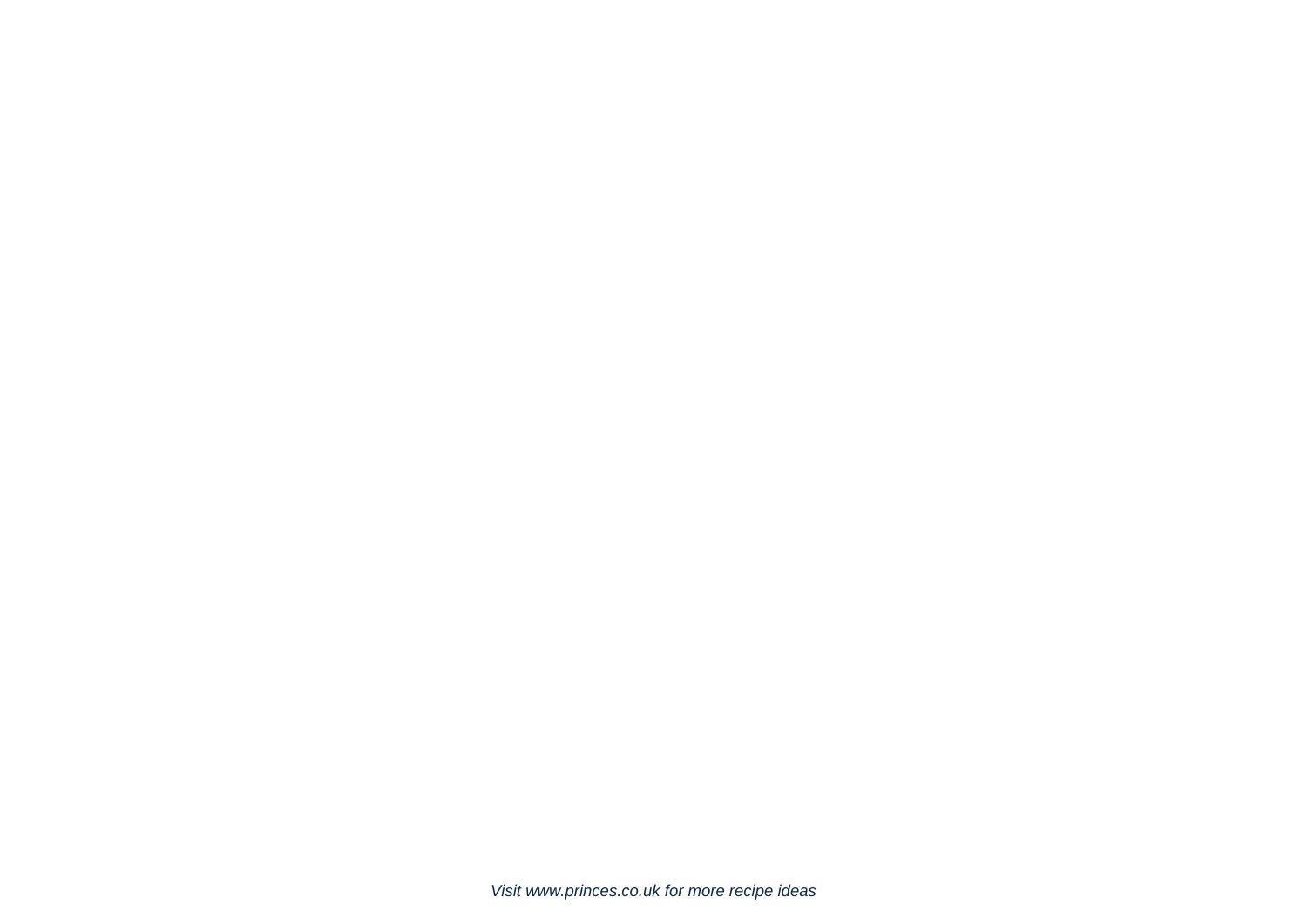*Visit www.princes.co.uk for more recipe ideas*